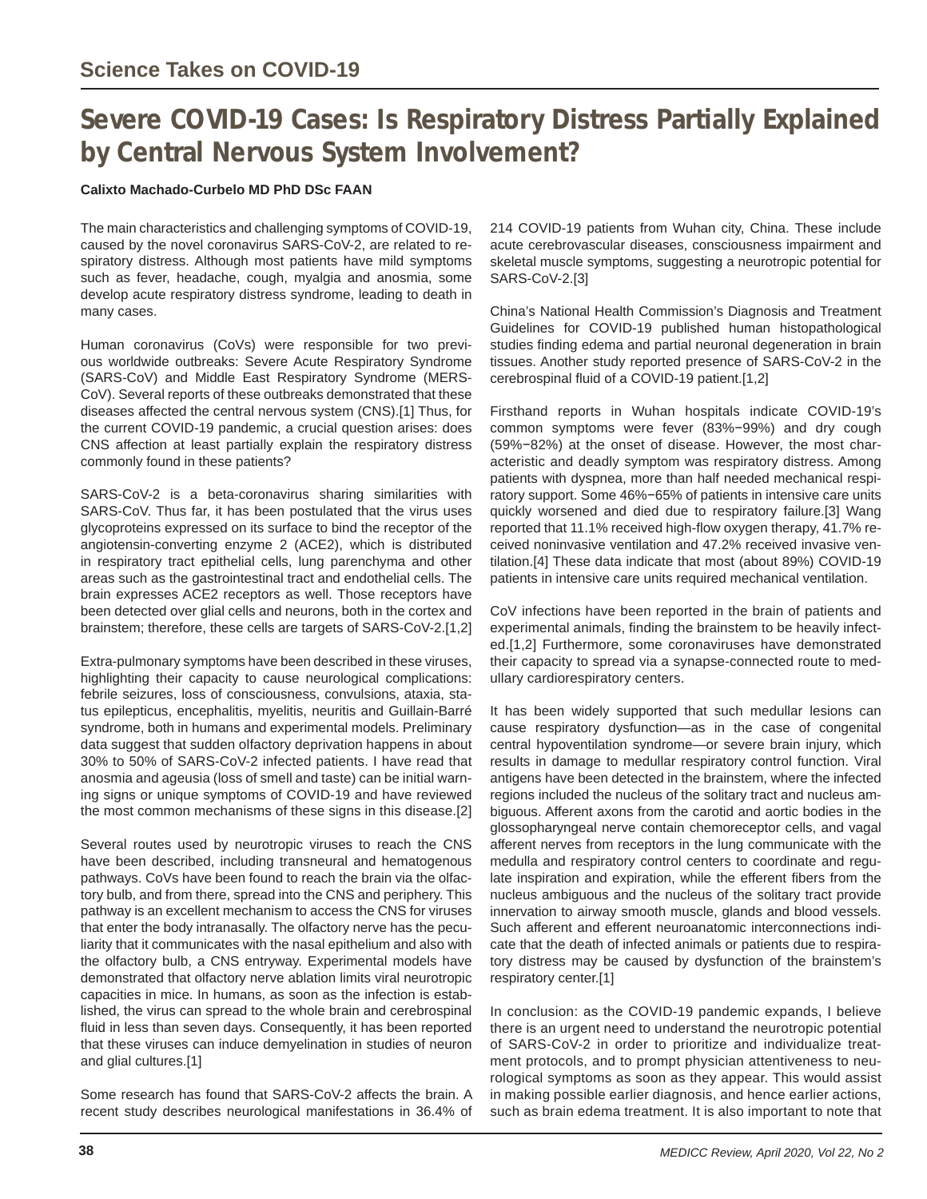## Science Takes on COVID-19

# Severe COVID-19 Cases: Is Respiratory Distress Partially Explained by Central Nervous System Involvement?

**Calixto Machado-Curbelo MD PhD DSc FAAN**

The main characteristics and challenging symptoms of COVID-19, caused by the novel coronavirus SARS-CoV-2, are related to respiratory distress. Although most patients have mild symptoms such as fever, headache, cough, myalgia and anosmia, some develop acute respiratory distress syndrome, leading to death in many cases.

Human coronavirus (CoVs) were responsible for two previous worldwide outbreaks: Severe Acute Respiratory Syndrome (SARS-CoV) and Middle East Respiratory Syndrome (MERS-CoV). Several reports of these outbreaks demonstrated that these diseases affected the central nervous system (CNS).[1] Thus, for the current COVID-19 pandemic, a crucial question arises: does CNS affection at least partially explain the respiratory distress commonly found in these patients?

SARS-CoV-2 is a beta-coronavirus sharing similarities with SARS-CoV. Thus far, it has been postulated that the virus uses glycoproteins expressed on its surface to bind the receptor of the angiotensin-converting enzyme 2 (ACE2), which is distributed in respiratory tract epithelial cells, lung parenchyma and other areas such as the gastrointestinal tract and endothelial cells. The brain expresses ACE2 receptors as well. Those receptors have been detected over glial cells and neurons, both in the cortex and brainstem; therefore, these cells are targets of SARS-CoV-2.[1,2]

Extra-pulmonary symptoms have been described in these viruses, highlighting their capacity to cause neurological complications: febrile seizures, loss of consciousness, convulsions, ataxia, status epilepticus, encephalitis, myelitis, neuritis and Guillain-Barré syndrome, both in humans and experimental models. Preliminary data suggest that sudden olfactory deprivation happens in about 30% to 50% of SARS-CoV-2 infected patients. I have read that anosmia and ageusia (loss of smell and taste) can be initial warning signs or unique symptoms of COVID-19 and have reviewed the most common mechanisms of these signs in this disease.[2]

Several routes used by neurotropic viruses to reach the CNS have been described, including transneural and hematogenous pathways. CoVs have been found to reach the brain via the olfactory bulb, and from there, spread into the CNS and periphery. This pathway is an excellent mechanism to access the CNS for viruses that enter the body intranasally. The olfactory nerve has the peculiarity that it communicates with the nasal epithelium and also with the olfactory bulb, a CNS entryway. Experimental models have demonstrated that olfactory nerve ablation limits viral neurotropic capacities in mice. In humans, as soon as the infection is established, the virus can spread to the whole brain and cerebrospinal fluid in less than seven days. Consequently, it has been reported that these viruses can induce demyelination in studies of neuron and glial cultures.[1]

Some research has found that SARS-CoV-2 affects the brain. A recent study describes neurological manifestations in 36.4% of 214 COVID-19 patients from Wuhan city, China. These include acute cerebrovascular diseases, consciousness impairment and skeletal muscle symptoms, suggesting a neurotropic potential for SARS-CoV-2.[3]

China's National Health Commission's Diagnosis and Treatment Guidelines for COVID-19 published human histopathological studies finding edema and partial neuronal degeneration in brain tissues. Another study reported presence of SARS-CoV-2 in the cerebrospinal fluid of a COVID-19 patient.[1,2]

Firsthand reports in Wuhan hospitals indicate COVID-19's common symptoms were fever (83%−99%) and dry cough (59%−82%) at the onset of disease. However, the most characteristic and deadly symptom was respiratory distress. Among patients with dyspnea, more than half needed mechanical respiratory support. Some 46%−65% of patients in intensive care units quickly worsened and died due to respiratory failure.[3] Wang reported that 11.1% received high-flow oxygen therapy, 41.7% received noninvasive ventilation and 47.2% received invasive ventilation.[4] These data indicate that most (about 89%) COVID-19 patients in intensive care units required mechanical ventilation.

CoV infections have been reported in the brain of patients and experimental animals, finding the brainstem to be heavily infected.[1,2] Furthermore, some coronaviruses have demonstrated their capacity to spread via a synapse-connected route to medullary cardiorespiratory centers.

It has been widely supported that such medullar lesions can cause respiratory dysfunction—as in the case of congenital central hypoventilation syndrome—or severe brain injury, which results in damage to medullar respiratory control function. Viral antigens have been detected in the brainstem, where the infected regions included the nucleus of the solitary tract and nucleus ambiguous. Afferent axons from the carotid and aortic bodies in the glossopharyngeal nerve contain chemoreceptor cells, and vagal afferent nerves from receptors in the lung communicate with the medulla and respiratory control centers to coordinate and regulate inspiration and expiration, while the efferent fibers from the nucleus ambiguous and the nucleus of the solitary tract provide innervation to airway smooth muscle, glands and blood vessels. Such afferent and efferent neuroanatomic interconnections indicate that the death of infected animals or patients due to respiratory distress may be caused by dysfunction of the brainstem's respiratory center.[1]

In conclusion: as the COVID-19 pandemic expands, I believe there is an urgent need to understand the neurotropic potential of SARS-CoV-2 in order to prioritize and individualize treatment protocols, and to prompt physician attentiveness to neurological symptoms as soon as they appear. This would assist in making possible earlier diagnosis, and hence earlier actions, such as brain edema treatment. It is also important to note that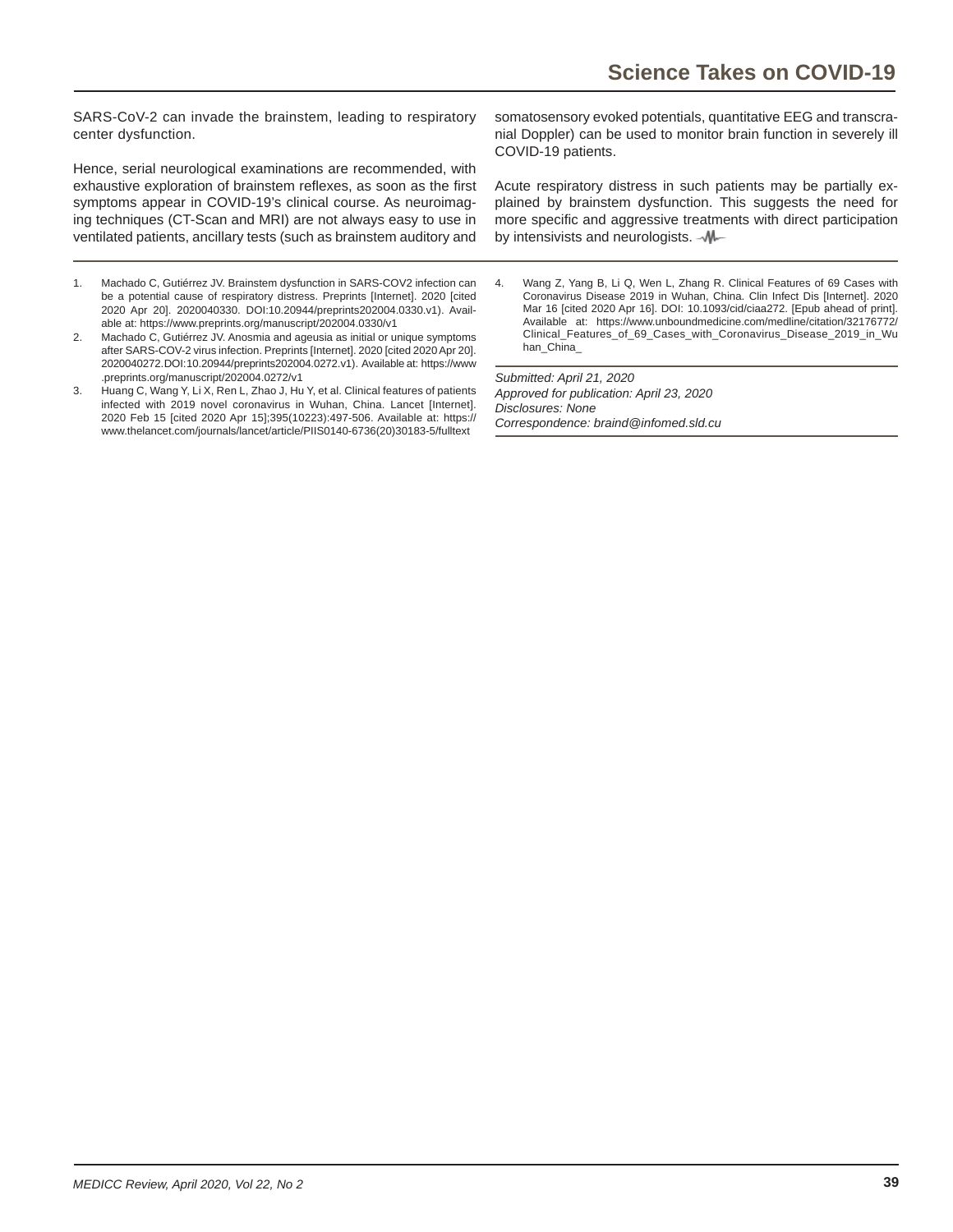SARS-CoV-2 can invade the brainstem, leading to respiratory center dysfunction.

Hence, serial neurological examinations are recommended, with exhaustive exploration of brainstem reflexes, as soon as the first symptoms appear in COVID-19's clinical course. As neuroimaging techniques (CT-Scan and MRI) are not always easy to use in ventilated patients, ancillary tests (such as brainstem auditory and somatosensory evoked potentials, quantitative EEG and transcranial Doppler) can be used to monitor brain function in severely ill COVID-19 patients.

Acute respiratory distress in such patients may be partially explained by brainstem dysfunction. This suggests the need for more specific and aggressive treatments with direct participation by intensivists and neurologists.

1. Machado C, Gutiérrez JV. Brainstem dysfunction in SARS-COV2 infection can be a potential cause of respiratory distress. Preprints [Internet]. 2020 [cited 2020 Apr 20]. 2020040330. DOI:10.20944/preprints202004.0330.v1). Available at: https://www.preprints.org/manuscript/202004.0330/v1
2. Machado C, Gutiérrez JV. Anosmia and ageusia as initial or unique symptoms after SARS-COV-2 virus infection. Preprints [Internet]. 2020 [cited 2020 Apr 20]. 2020040272.DOI:10.20944/preprints202004.0272.v1). Available at: https://www.preprints.org/manuscript/202004.0272/v1
3. Huang C, Wang Y, Li X, Ren L, Zhao J, Hu Y, et al. Clinical features of patients infected with 2019 novel coronavirus in Wuhan, China. Lancet [Internet]. 2020 Feb 15 [cited 2020 Apr 15];395(10223):497-506. Available at: https://www.thelancet.com/journals/lancet/article/PIIS0140-6736(20)30183-5/fulltext
4. Wang Z, Yang B, Li Q, Wen L, Zhang R. Clinical Features of 69 Cases with Coronavirus Disease 2019 in Wuhan, China. Clin Infect Dis [Internet]. 2020 Mar 16 [cited 2020 Apr 16]. DOI: 10.1093/cid/ciaa272. [Epub ahead of print]. Available at: https://www.unboundmedicine.com/medline/citation/32176772/Clinical_Features_of_69_Cases_with_Coronavirus_Disease_2019_in_Wuhan_China_

*Submitted: April 21, 2020*
*Approved for publication: April 23, 2020*
*Disclosures: None*
*Correspondence: braind@infomed.sld.cu*